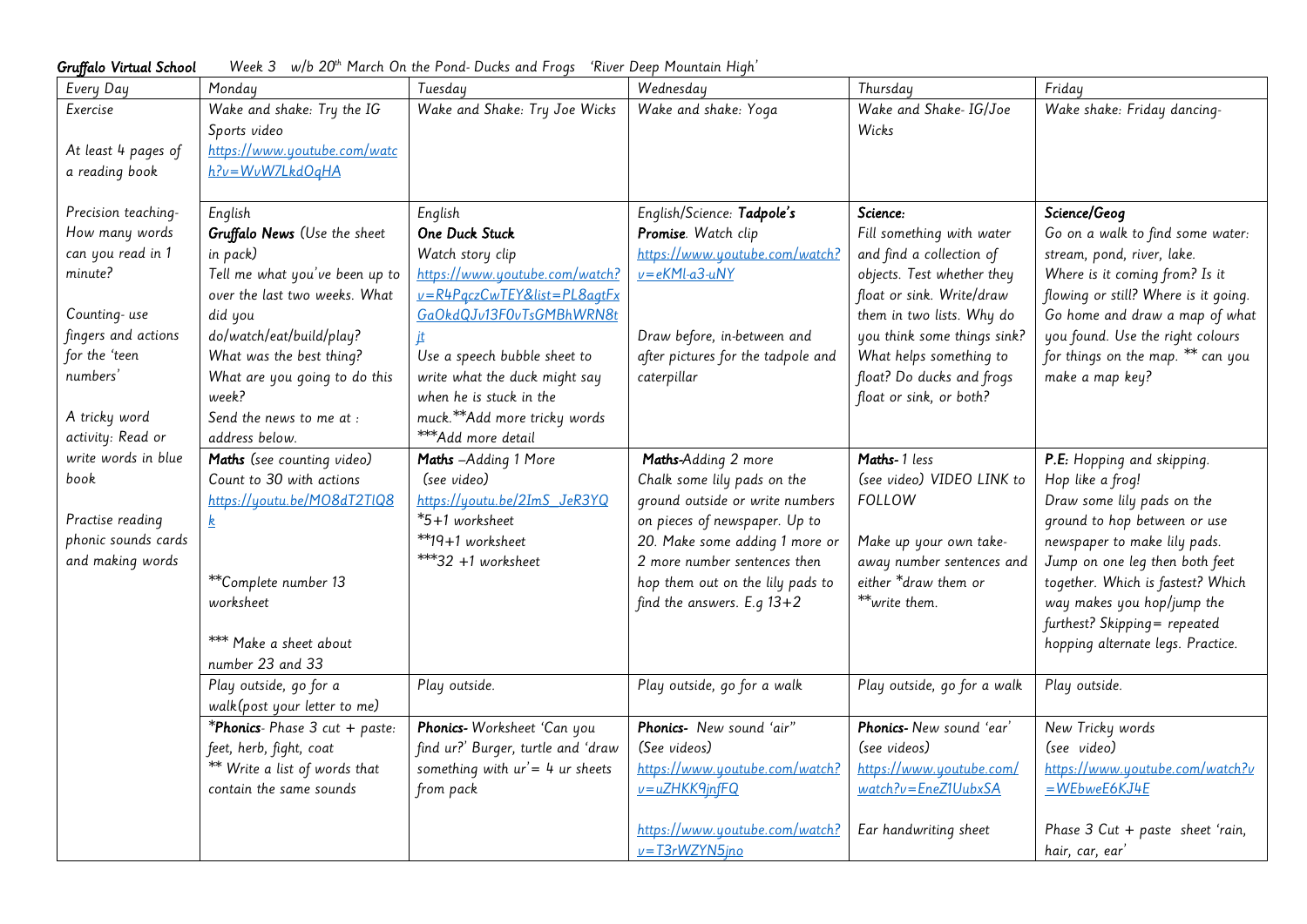***Gruffalo Virtual School*** *Week 3 w/b 20th March On the Pond- Ducks and Frogs 'River Deep Mountain High'*

| Every Day | Monday | Tuesday | Wednesday | Thursday | Friday |
|---|---|---|---|---|---|
| Exercise<br><br>At least 4 pages of a reading book<br><br>Precision teaching- How many words can you read in 1 minute?<br><br>Counting- use fingers and actions for the 'teen numbers'<br><br>A tricky word activity: Read or write words in blue book<br><br>Practise reading phonic sounds cards and making words | Wake and shake: Try the IG Sports video https://www.youtube.com/watch?v=WvW7LkdOqHA | Wake and Shake: Try Joe Wicks | Wake and shake: Yoga | Wake and Shake- IG/Joe Wicks | Wake shake: Friday dancing- |
| | English<br>**Gruffalo News** (Use the sheet in pack)<br>Tell me what you've been up to over the last two weeks. What did you do/watch/eat/build/play?<br>What was the best thing?<br>What are you going to do this week?<br>Send the news to me at : address below. | English<br>**One Duck Stuck**<br>Watch story clip<br>https://www.youtube.com/watch?v=R4PqczCwTEY&list=PL8agtFxGaOkdQJv13F0vTsGMBhWRN8tjt<br>Use a speech bubble sheet to write what the duck might say when he is stuck in the muck.**Add more tricky words<br>***Add more detail | English/Science: **Tadpole's Promise**. Watch clip<br>https://www.youtube.com/watch?v=eKMl-a3-uNY<br><br>Draw before, in-between and after pictures for the tadpole and caterpillar | **Science:**<br>Fill something with water and find a collection of objects. Test whether they float or sink. Write/draw them in two lists. Why do you think some things sink? What helps something to float? Do ducks and frogs float or sink, or both? | **Science/Geog**<br>Go on a walk to find some water: stream, pond, river, lake.<br>Where is it coming from? Is it flowing or still? Where is it going. Go home and draw a map of what you found. Use the right colours for things on the map. ** can you make a map key? |
| | **Maths** (see counting video)<br>Count to 30 with actions<br>https://youtu.be/MO8dT2TlQ8k<br><br>**Complete number 13 worksheet<br><br>*** Make a sheet about number 23 and 33 | **Maths** –Adding 1 More<br>(see video)<br>https://youtu.be/2ImS_JeR3YQ<br>*5+1 worksheet<br>**19+1 worksheet<br>***32 +1 worksheet | **Maths**-Adding 2 more<br>Chalk some lily pads on the ground outside or write numbers on pieces of newspaper. Up to 20. Make some adding 1 more or 2 more number sentences then hop them out on the lily pads to find the answers. E.g 13+2 | **Maths**- 1 less<br>(see video) VIDEO LINK to FOLLOW<br><br>Make up your own take-away number sentences and either *draw them or **write them. | **P.E:** Hopping and skipping.<br>Hop like a frog!<br>Draw some lily pads on the ground to hop between or use newspaper to make lily pads.<br>Jump on one leg then both feet together. Which is fastest? Which way makes you hop/jump the furthest? Skipping= repeated hopping alternate legs. Practice. |
| | Play outside, go for a walk(post your letter to me) | Play outside. | Play outside, go for a walk | Play outside, go for a walk | Play outside. |
| | ***Phonics**- Phase 3 cut + paste: feet, herb, fight, coat<br>** Write a list of words that contain the same sounds | **Phonics**- Worksheet 'Can you find ur?' Burger, turtle and 'draw something with ur'= 4 ur sheets from pack | **Phonics**- New sound "air"<br>(See videos)<br>https://www.youtube.com/watch?v=uZHKK9jnfFQ<br><br>https://www.youtube.com/watch?v=T3rWZYN5jno | **Phonics**- New sound 'ear'<br>(see videos)<br>https://www.youtube.com/watch?v=EneZ1UubxSA<br><br>Ear handwriting sheet | New Tricky words<br>(see video)<br>https://www.youtube.com/watch?v=WEbweE6KJ4E<br><br>Phase 3 Cut + paste sheet 'rain, hair, car, ear' |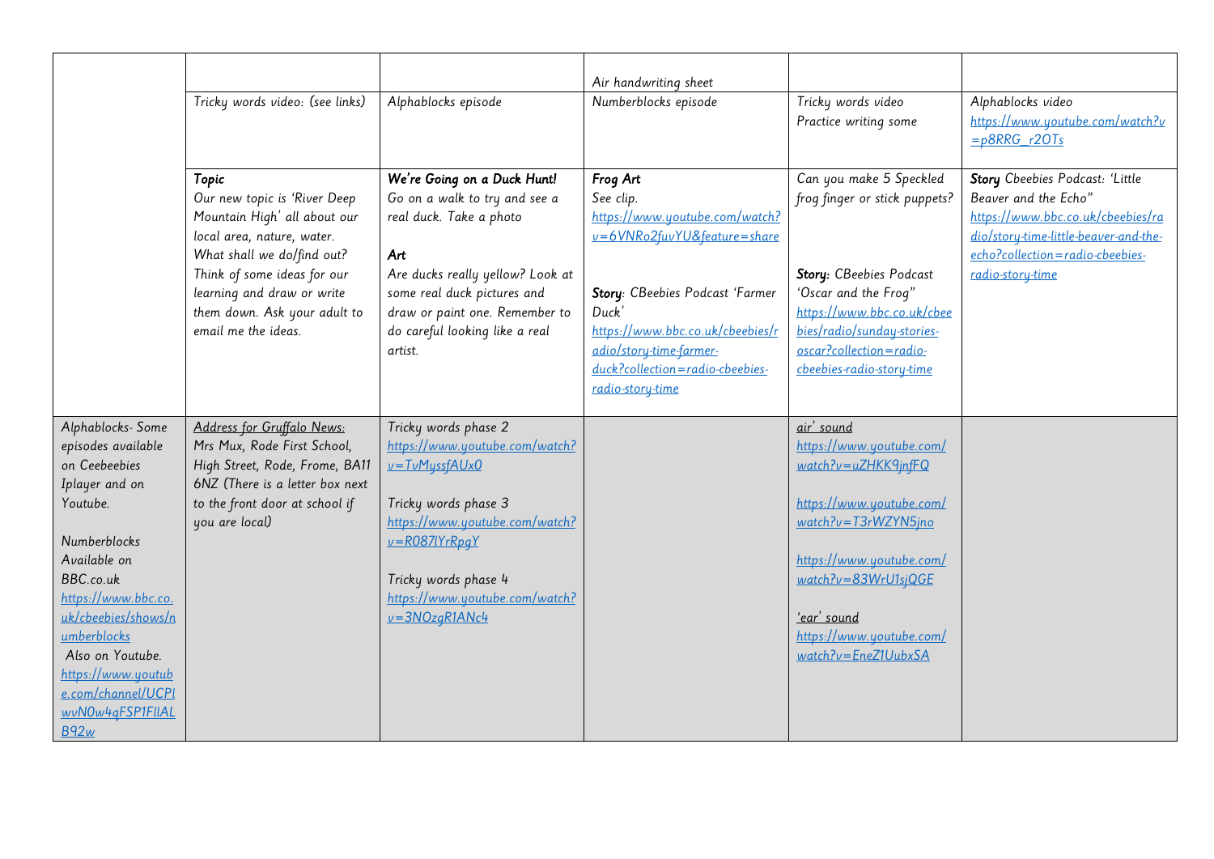| | | | | | |
|---|---|---|---|---|---|
| | | | Air handwriting sheet | | |
| | Tricky words video: (see links) | Alphablocks episode | Numberblocks episode | Tricky words video<br>Practice writing some | Alphablocks video<br>https://www.youtube.com/watch?v=p8RRG_r2OTs |
| | ***Topic***<br>*Our new topic is 'River Deep Mountain High' all about our local area, nature, water. What shall we do/find out? Think of some ideas for our learning and draw or write them down. Ask your adult to email me the ideas.* | ***We're Going on a Duck Hunt!***<br>*Go on a walk to try and see a real duck. Take a photo*<br><br>***Art***<br>*Are ducks really yellow? Look at some real duck pictures and draw or paint one. Remember to do careful looking like a real artist.* | ***Frog Art***<br>*See clip.*<br>https://www.youtube.com/watch?v=6VNRo2fuvYU&feature=share<br><br>***Story***: *CBeebies Podcast 'Farmer Duck'*<br>https://www.bbc.co.uk/cbeebies/radio/story-time-farmer-duck?collection=radio-cbeebies-radio-story-time | *Can you make 5 Speckled frog finger or stick puppets?*<br><br>***Story:*** *CBeebies Podcast 'Oscar and the Frog"*<br>https://www.bbc.co.uk/cbeebies/radio/sunday-stories-oscar?collection=radio-cbeebies-radio-story-time | ***Story*** *Cbeebies Podcast: 'Little Beaver and the Echo"*<br>https://www.bbc.co.uk/cbeebies/radio/story-time-little-beaver-and-the-echo?collection=radio-cbeebies-radio-story-time |
| Alphablocks- Some episodes available on Ceebeebies Iplayer and on Youtube.<br><br>Numberblocks Available on BBC.co.uk<br>https://www.bbc.co.uk/cbeebies/shows/numberblocks<br>Also on Youtube.<br>https://www.youtube.com/channel/UCPlwvN0w4qFSP1FllALB92w | Address for Gruffalo News:<br>Mrs Mux, Rode First School, High Street, Rode, Frome, BA11 6NZ (There is a letter box next to the front door at school if you are local) | Tricky words phase 2<br>https://www.youtube.com/watch?v=TvMyssfAUx0<br><br>Tricky words phase 3<br>https://www.youtube.com/watch?v=R087lYrRpgY<br><br>Tricky words phase 4<br>https://www.youtube.com/watch?v=3NOzgR1ANc4 | | air' sound<br>https://www.youtube.com/watch?v=uZHKK9jnfFQ<br><br>https://www.youtube.com/watch?v=T3rWZYN5jno<br><br>https://www.youtube.com/watch?v=83WrU1sjQGE<br><br>'ear' sound<br>https://www.youtube.com/watch?v=EneZ1UubxSA | |